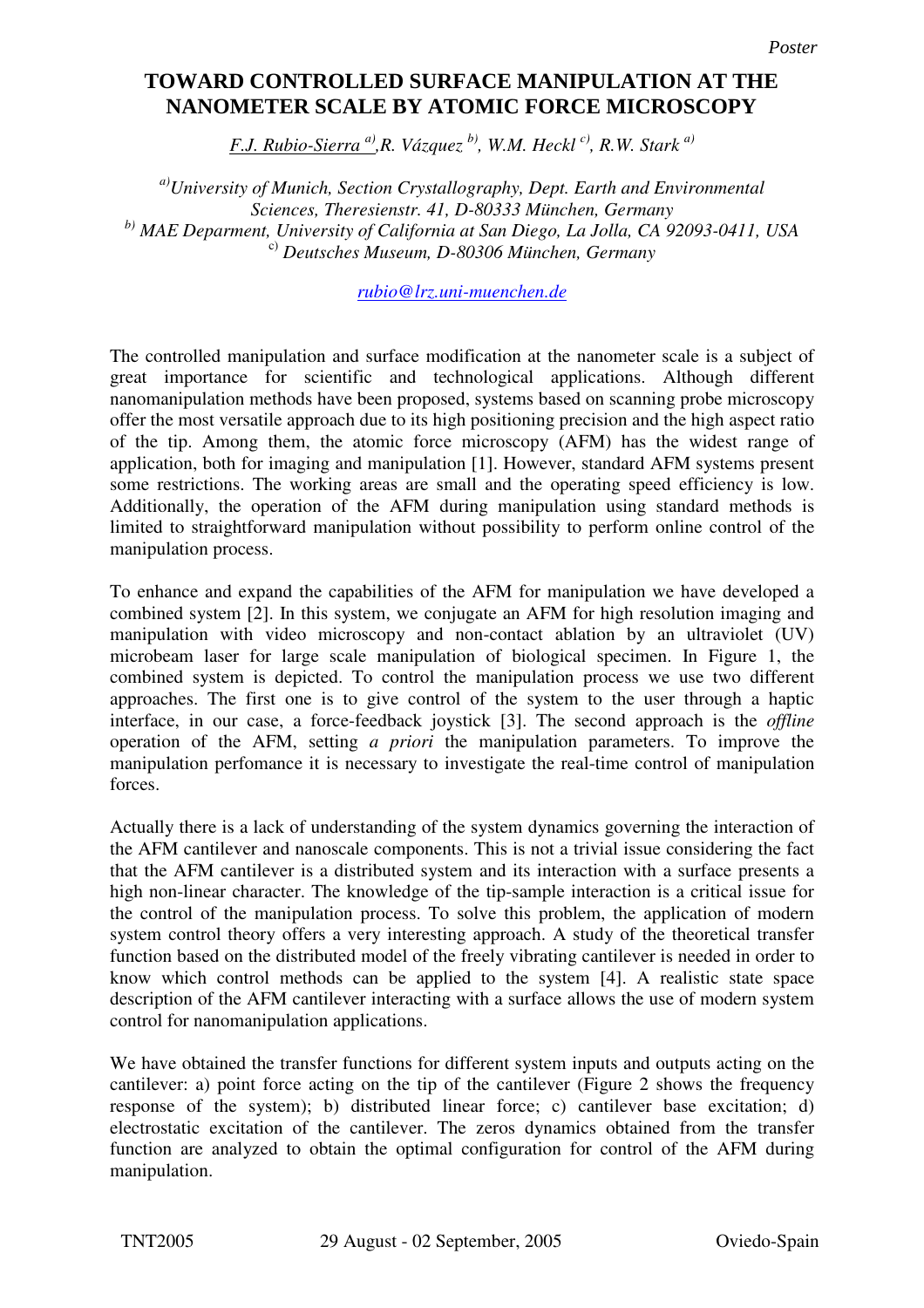# TOWARD CONTROLLED SURFACE MANIPULATION AT THE NANOMETER SCALE BY ATOMIC FORCE MICROSCOPY

*F.J. Rubio-Sierra [a], R. Vázquez [b], W.M. Heckl [c], R.W. Stark [a]*

[a] *University of Munich, Section Crystallography, Dept. Earth and Environmental Sciences, Theresienstr. 41, D-80333 München, Germany*
[b] *MAE Deparment, University of California at San Diego, La Jolla, CA 92093-0411, USA*
[c] *Deutsches Museum, D-80306 München, Germany*

rubio@lrz.uni-muenchen.de

The controlled manipulation and surface modification at the nanometer scale is a subject of great importance for scientific and technological applications. Although different nanomanipulation methods have been proposed, systems based on scanning probe microscopy offer the most versatile approach due to its high positioning precision and the high aspect ratio of the tip. Among them, the atomic force microscopy (AFM) has the widest range of application, both for imaging and manipulation [1]. However, standard AFM systems present some restrictions. The working areas are small and the operating speed efficiency is low. Additionally, the operation of the AFM during manipulation using standard methods is limited to straightforward manipulation without possibility to perform online control of the manipulation process.

To enhance and expand the capabilities of the AFM for manipulation we have developed a combined system [2]. In this system, we conjugate an AFM for high resolution imaging and manipulation with video microscopy and non-contact ablation by an ultraviolet (UV) microbeam laser for large scale manipulation of biological specimen. In Figure 1, the combined system is depicted. To control the manipulation process we use two different approaches. The first one is to give control of the system to the user through a haptic interface, in our case, a force-feedback joystick [3]. The second approach is the *offline* operation of the AFM, setting *a priori* the manipulation parameters. To improve the manipulation perfomance it is necessary to investigate the real-time control of manipulation forces.

Actually there is a lack of understanding of the system dynamics governing the interaction of the AFM cantilever and nanoscale components. This is not a trivial issue considering the fact that the AFM cantilever is a distributed system and its interaction with a surface presents a high non-linear character. The knowledge of the tip-sample interaction is a critical issue for the control of the manipulation process. To solve this problem, the application of modern system control theory offers a very interesting approach. A study of the theoretical transfer function based on the distributed model of the freely vibrating cantilever is needed in order to know which control methods can be applied to the system [4]. A realistic state space description of the AFM cantilever interacting with a surface allows the use of modern system control for nanomanipulation applications.

We have obtained the transfer functions for different system inputs and outputs acting on the cantilever: a) point force acting on the tip of the cantilever (Figure 2 shows the frequency response of the system); b) distributed linear force; c) cantilever base excitation; d) electrostatic excitation of the cantilever. The zeros dynamics obtained from the transfer function are analyzed to obtain the optimal configuration for control of the AFM during manipulation.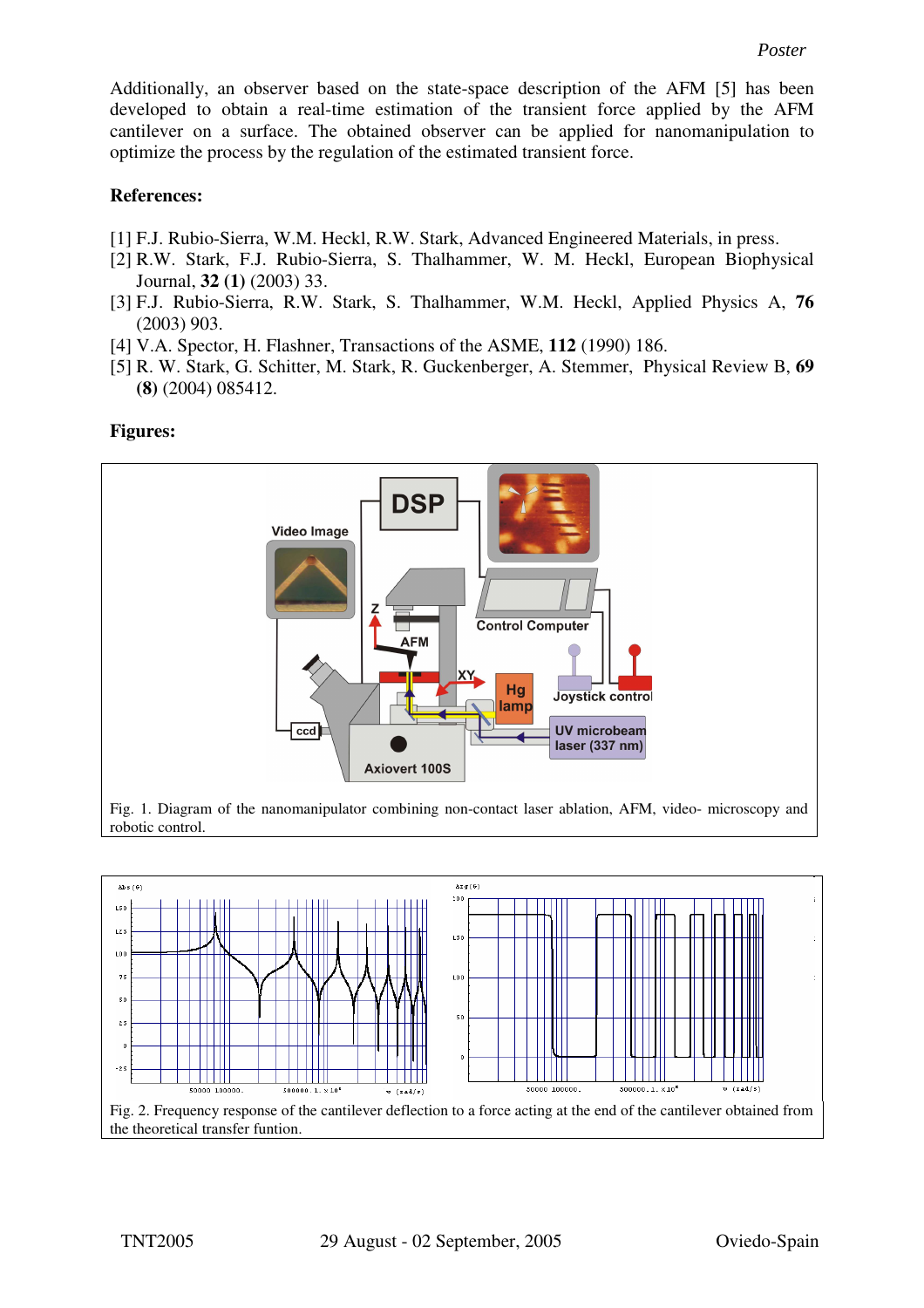Additionally, an observer based on the state-space description of the AFM [5] has been developed to obtain a real-time estimation of the transient force applied by the AFM cantilever on a surface. The obtained observer can be applied for nanomanipulation to optimize the process by the regulation of the estimated transient force.

**References:**

[1] F.J. Rubio-Sierra, W.M. Heckl, R.W. Stark, Advanced Engineered Materials, in press.
[2] R.W. Stark, F.J. Rubio-Sierra, S. Thalhammer, W. M. Heckl, European Biophysical Journal, **32** **(1)** (2003) 33.
[3] F.J. Rubio-Sierra, R.W. Stark, S. Thalhammer, W.M. Heckl, Applied Physics A, **76** (2003) 903.
[4] V.A. Spector, H. Flashner, Transactions of the ASME, **112** (1990) 186.
[5] R. W. Stark, G. Schitter, M. Stark, R. Guckenberger, A. Stemmer, Physical Review B, **69** **(8)** (2004) 085412.

**Figures:**

DSP
Video Image
Z
AFM
Control Computer
XY
Hg lamp
Joystick control
ccd
UV microbeam laser (337 nm)
Axiovert 100S

Fig. 1. Diagram of the nanomanipulator combining non-contact laser ablation, AFM, video- microscopy and robotic control.

Fig. 2. Frequency response of the cantilever deflection to a force acting at the end of the cantilever obtained from the theoretical transfer funtion.